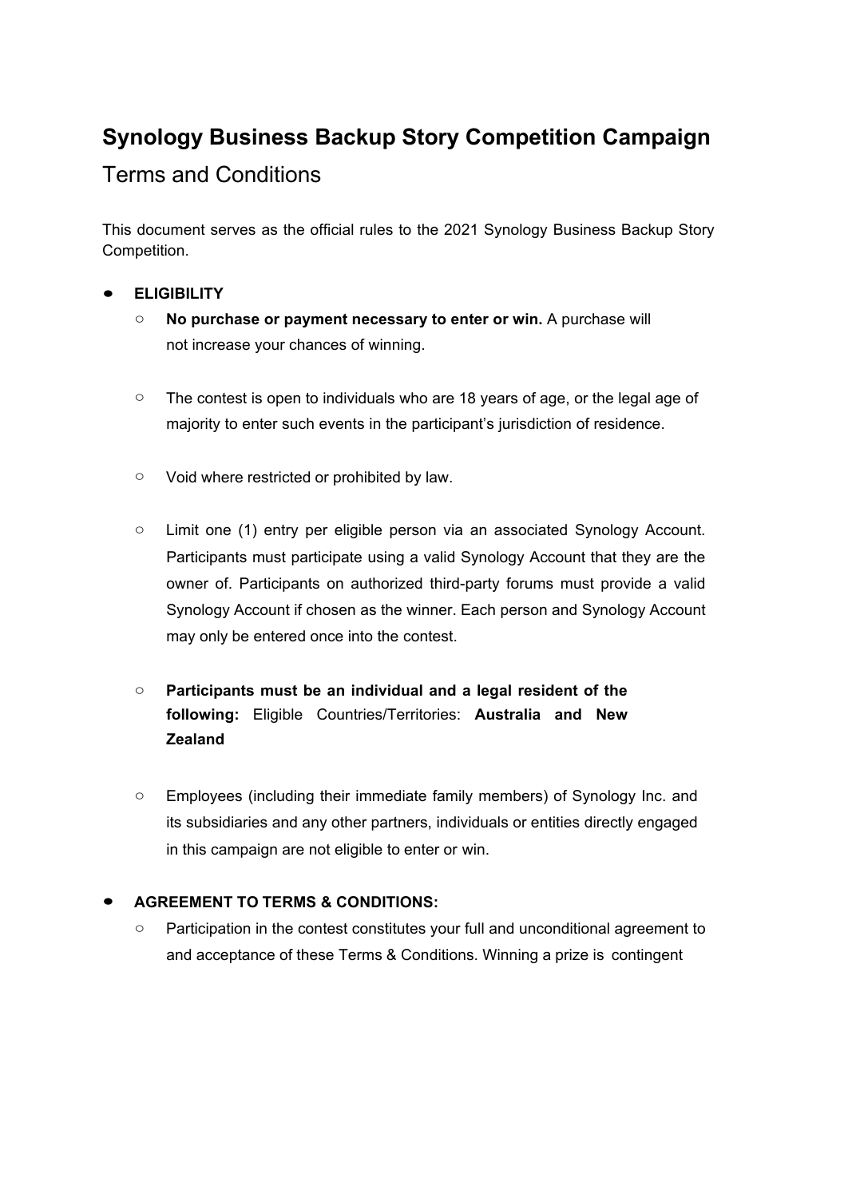# Synology Business Backup Story Competition Campaign

## Terms and Conditions

This document serves as the official rules to the 2021 Synology Business Backup Story Competition.

- **ELIGIBILITY**
  - **No purchase or payment necessary to enter or win.** A purchase will not increase your chances of winning.
  - The contest is open to individuals who are 18 years of age, or the legal age of majority to enter such events in the participant's jurisdiction of residence.
  - Void where restricted or prohibited by law.
  - Limit one (1) entry per eligible person via an associated Synology Account. Participants must participate using a valid Synology Account that they are the owner of. Participants on authorized third-party forums must provide a valid Synology Account if chosen as the winner. Each person and Synology Account may only be entered once into the contest.
  - **Participants must be an individual and a legal resident of the following:** Eligible Countries/Territories: **Australia and New Zealand**
  - Employees (including their immediate family members) of Synology Inc. and its subsidiaries and any other partners, individuals or entities directly engaged in this campaign are not eligible to enter or win.

- **AGREEMENT TO TERMS & CONDITIONS:**
  - Participation in the contest constitutes your full and unconditional agreement to and acceptance of these Terms & Conditions. Winning a prize is contingent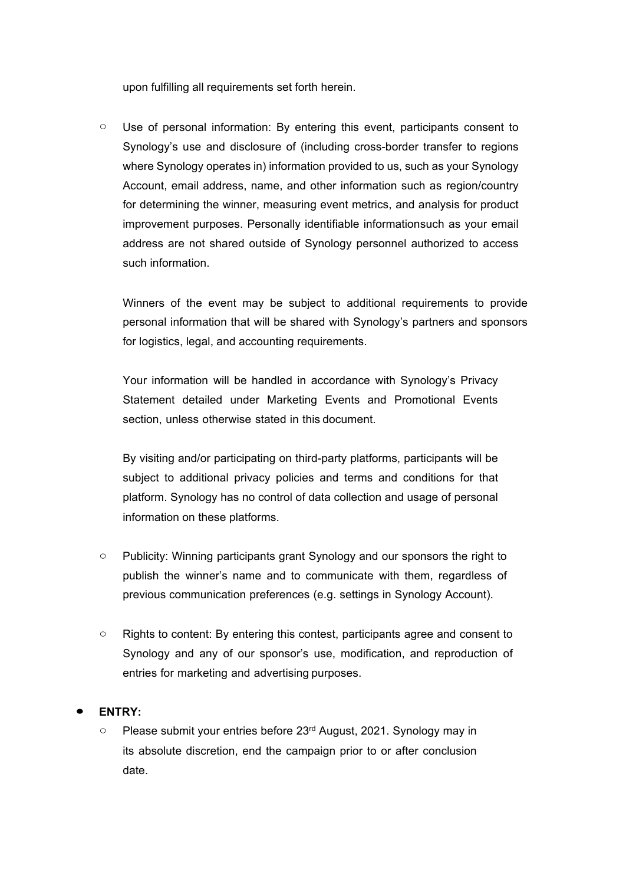upon fulfilling all requirements set forth herein.

- Use of personal information: By entering this event, participants consent to Synology's use and disclosure of (including cross-border transfer to regions where Synology operates in) information provided to us, such as your Synology Account, email address, name, and other information such as region/country for determining the winner, measuring event metrics, and analysis for product improvement purposes. Personally identifiable informationsuch as your email address are not shared outside of Synology personnel authorized to access such information.

  Winners of the event may be subject to additional requirements to provide personal information that will be shared with Synology's partners and sponsors for logistics, legal, and accounting requirements.

  Your information will be handled in accordance with Synology's Privacy Statement detailed under Marketing Events and Promotional Events section, unless otherwise stated in this document.

  By visiting and/or participating on third-party platforms, participants will be subject to additional privacy policies and terms and conditions for that platform. Synology has no control of data collection and usage of personal information on these platforms.

- Publicity: Winning participants grant Synology and our sponsors the right to publish the winner's name and to communicate with them, regardless of previous communication preferences (e.g. settings in Synology Account).

- Rights to content: By entering this contest, participants agree and consent to Synology and any of our sponsor's use, modification, and reproduction of entries for marketing and advertising purposes.

- **ENTRY:**
  - Please submit your entries before 23rd August, 2021. Synology may in its absolute discretion, end the campaign prior to or after conclusion date.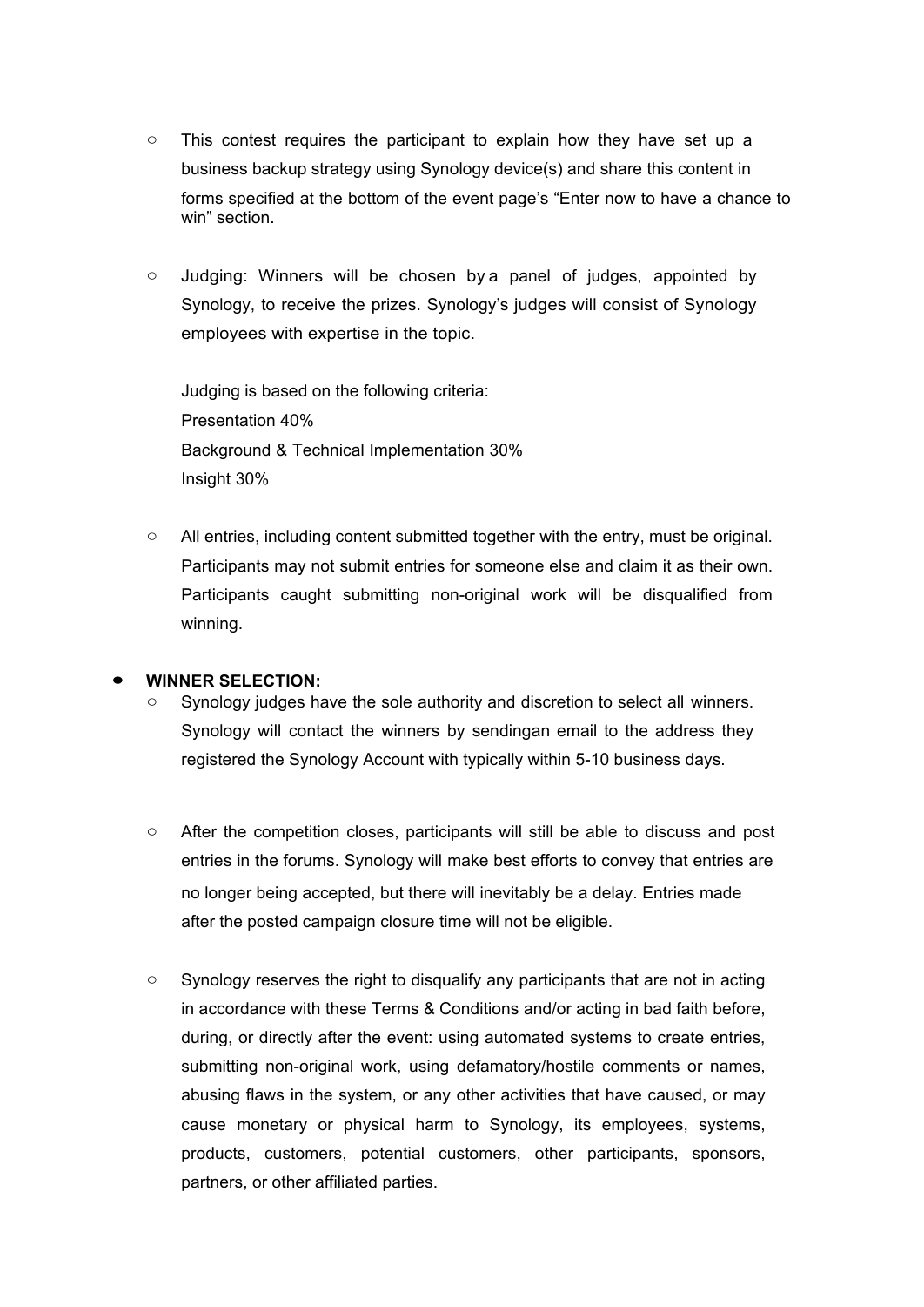- This contest requires the participant to explain how they have set up a business backup strategy using Synology device(s) and share this content in forms specified at the bottom of the event page's "Enter now to have a chance to win" section.

- Judging: Winners will be chosen by a panel of judges, appointed by Synology, to receive the prizes. Synology's judges will consist of Synology employees with expertise in the topic.

  Judging is based on the following criteria:
  Presentation 40%
  Background & Technical Implementation 30%
  Insight 30%

- All entries, including content submitted together with the entry, must be original. Participants may not submit entries for someone else and claim it as their own. Participants caught submitting non-original work will be disqualified from winning.

- **WINNER SELECTION:**
  - Synology judges have the sole authority and discretion to select all winners. Synology will contact the winners by sendingan email to the address they registered the Synology Account with typically within 5-10 business days.

  - After the competition closes, participants will still be able to discuss and post entries in the forums. Synology will make best efforts to convey that entries are no longer being accepted, but there will inevitably be a delay. Entries made after the posted campaign closure time will not be eligible.

  - Synology reserves the right to disqualify any participants that are not in acting in accordance with these Terms & Conditions and/or acting in bad faith before, during, or directly after the event: using automated systems to create entries, submitting non-original work, using defamatory/hostile comments or names, abusing flaws in the system, or any other activities that have caused, or may cause monetary or physical harm to Synology, its employees, systems, products, customers, potential customers, other participants, sponsors, partners, or other affiliated parties.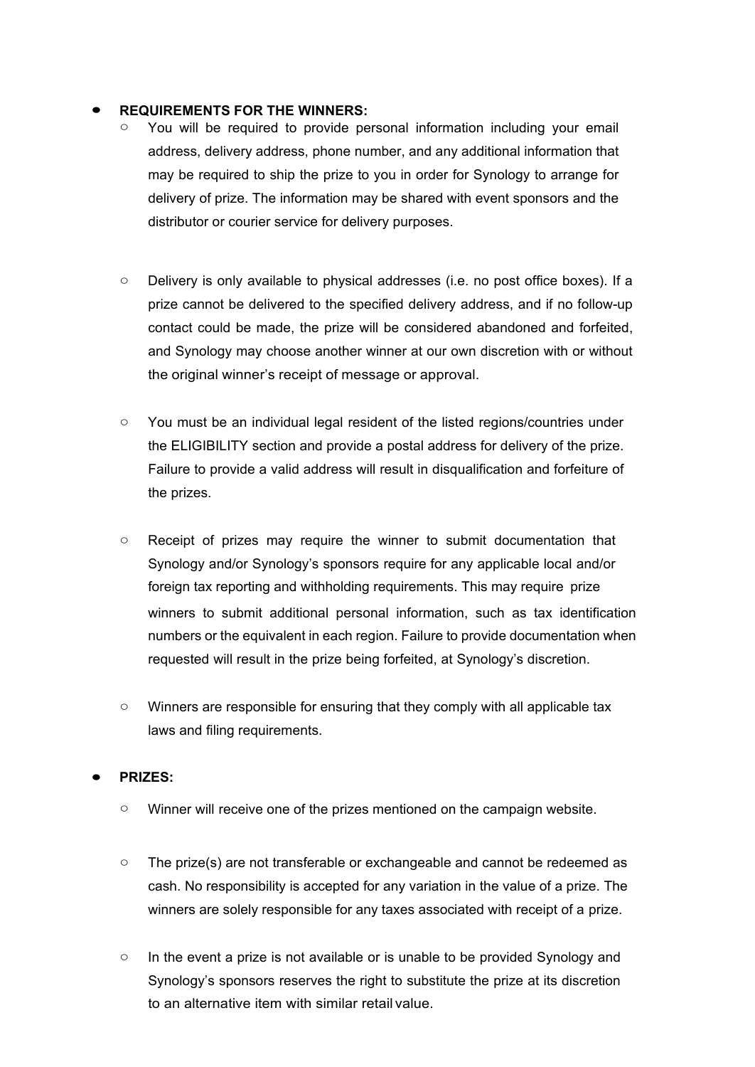- **REQUIREMENTS FOR THE WINNERS:**
  - You will be required to provide personal information including your email address, delivery address, phone number, and any additional information that may be required to ship the prize to you in order for Synology to arrange for delivery of prize. The information may be shared with event sponsors and the distributor or courier service for delivery purposes.
  - Delivery is only available to physical addresses (i.e. no post office boxes). If a prize cannot be delivered to the specified delivery address, and if no follow-up contact could be made, the prize will be considered abandoned and forfeited, and Synology may choose another winner at our own discretion with or without the original winner's receipt of message or approval.
  - You must be an individual legal resident of the listed regions/countries under the ELIGIBILITY section and provide a postal address for delivery of the prize. Failure to provide a valid address will result in disqualification and forfeiture of the prizes.
  - Receipt of prizes may require the winner to submit documentation that Synology and/or Synology's sponsors require for any applicable local and/or foreign tax reporting and withholding requirements. This may require prize winners to submit additional personal information, such as tax identification numbers or the equivalent in each region. Failure to provide documentation when requested will result in the prize being forfeited, at Synology's discretion.
  - Winners are responsible for ensuring that they comply with all applicable tax laws and filing requirements.

- **PRIZES:**
  - Winner will receive one of the prizes mentioned on the campaign website.
  - The prize(s) are not transferable or exchangeable and cannot be redeemed as cash. No responsibility is accepted for any variation in the value of a prize. The winners are solely responsible for any taxes associated with receipt of a prize.
  - In the event a prize is not available or is unable to be provided Synology and Synology's sponsors reserves the right to substitute the prize at its discretion to an alternative item with similar retail value.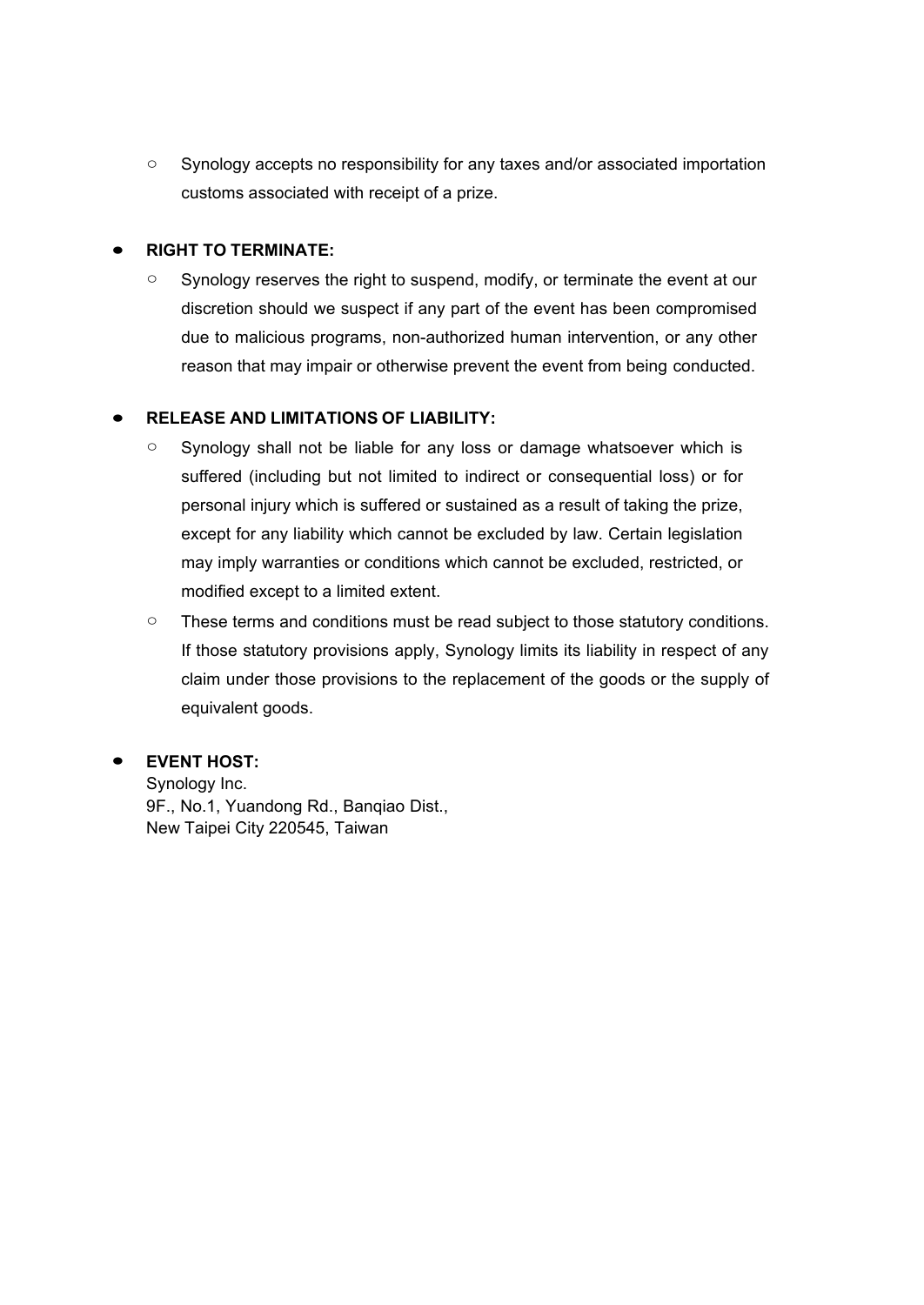- Synology accepts no responsibility for any taxes and/or associated importation customs associated with receipt of a prize.

- **RIGHT TO TERMINATE:**
  - Synology reserves the right to suspend, modify, or terminate the event at our discretion should we suspect if any part of the event has been compromised due to malicious programs, non-authorized human intervention, or any other reason that may impair or otherwise prevent the event from being conducted.

- **RELEASE AND LIMITATIONS OF LIABILITY:**
  - Synology shall not be liable for any loss or damage whatsoever which is suffered (including but not limited to indirect or consequential loss) or for personal injury which is suffered or sustained as a result of taking the prize, except for any liability which cannot be excluded by law. Certain legislation may imply warranties or conditions which cannot be excluded, restricted, or modified except to a limited extent.
  - These terms and conditions must be read subject to those statutory conditions. If those statutory provisions apply, Synology limits its liability in respect of any claim under those provisions to the replacement of the goods or the supply of equivalent goods.

- **EVENT HOST:**
  Synology Inc.
  9F., No.1, Yuandong Rd., Banqiao Dist.,
  New Taipei City 220545, Taiwan